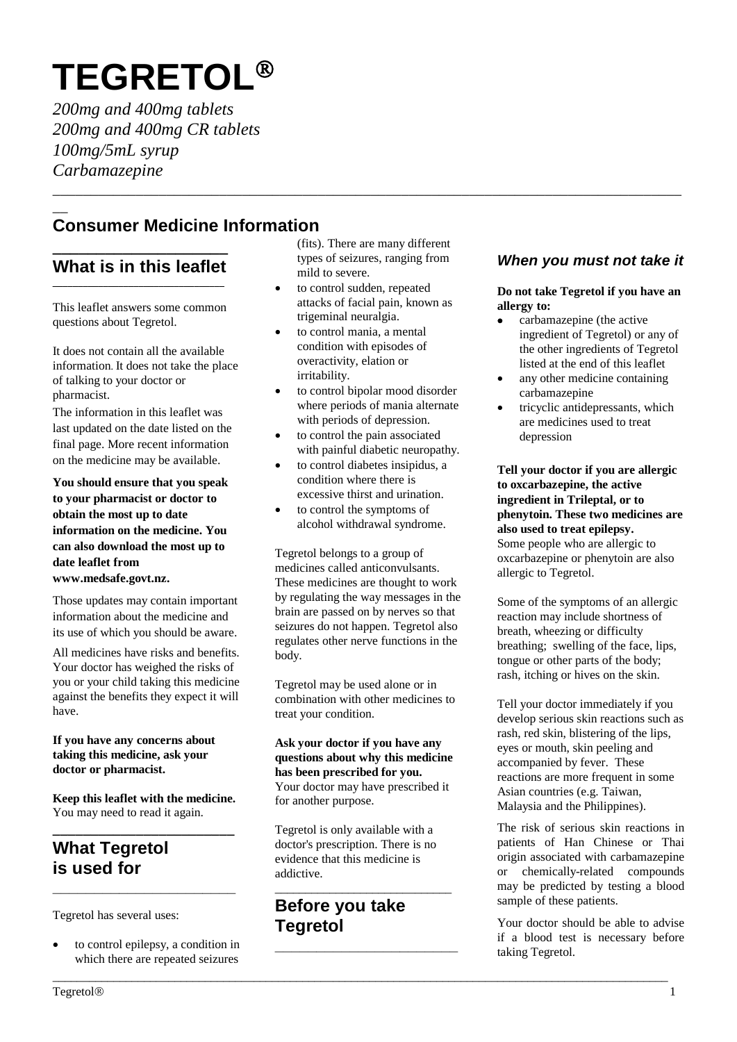# TEGRETOL®

*200mg and 400mg tablets*
*200mg and 400mg CR tablets*
*100mg/5mL syrup*
*Carbamazepine*

## Consumer Medicine Information

## What is in this leaflet

This leaflet answers some common questions about Tegretol.

It does not contain all the available information. It does not take the place of talking to your doctor or pharmacist.

The information in this leaflet was last updated on the date listed on the final page. More recent information on the medicine may be available.

**You should ensure that you speak to your pharmacist or doctor to obtain the most up to date information on the medicine. You can also download the most up to date leaflet from www.medsafe.govt.nz.**

Those updates may contain important information about the medicine and its use of which you should be aware.

All medicines have risks and benefits. Your doctor has weighed the risks of you or your child taking this medicine against the benefits they expect it will have.

**If you have any concerns about taking this medicine, ask your doctor or pharmacist.**

**Keep this leaflet with the medicine.** You may need to read it again.

## What Tegretol is used for

Tegretol has several uses:

- to control epilepsy, a condition in which there are repeated seizures (fits). There are many different types of seizures, ranging from mild to severe.
- to control sudden, repeated attacks of facial pain, known as trigeminal neuralgia.
- to control mania, a mental condition with episodes of overactivity, elation or irritability.
- to control bipolar mood disorder where periods of mania alternate with periods of depression.
- to control the pain associated with painful diabetic neuropathy.
- to control diabetes insipidus, a condition where there is excessive thirst and urination.
- to control the symptoms of alcohol withdrawal syndrome.

Tegretol belongs to a group of medicines called anticonvulsants. These medicines are thought to work by regulating the way messages in the brain are passed on by nerves so that seizures do not happen. Tegretol also regulates other nerve functions in the body.

Tegretol may be used alone or in combination with other medicines to treat your condition.

**Ask your doctor if you have any questions about why this medicine has been prescribed for you.** Your doctor may have prescribed it for another purpose.

Tegretol is only available with a doctor's prescription. There is no evidence that this medicine is addictive.

## Before you take Tegretol

### *When you must not take it*

**Do not take Tegretol if you have an allergy to:**

- carbamazepine (the active ingredient of Tegretol) or any of the other ingredients of Tegretol listed at the end of this leaflet
- any other medicine containing carbamazepine
- tricyclic antidepressants, which are medicines used to treat depression

**Tell your doctor if you are allergic to oxcarbazepine, the active ingredient in Trileptal, or to phenytoin. These two medicines are also used to treat epilepsy.** Some people who are allergic to oxcarbazepine or phenytoin are also allergic to Tegretol.

Some of the symptoms of an allergic reaction may include shortness of breath, wheezing or difficulty breathing; swelling of the face, lips, tongue or other parts of the body; rash, itching or hives on the skin.

Tell your doctor immediately if you develop serious skin reactions such as rash, red skin, blistering of the lips, eyes or mouth, skin peeling and accompanied by fever. These reactions are more frequent in some Asian countries (e.g. Taiwan, Malaysia and the Philippines).

The risk of serious skin reactions in patients of Han Chinese or Thai origin associated with carbamazepine or chemically-related compounds may be predicted by testing a blood sample of these patients.

Your doctor should be able to advise if a blood test is necessary before taking Tegretol.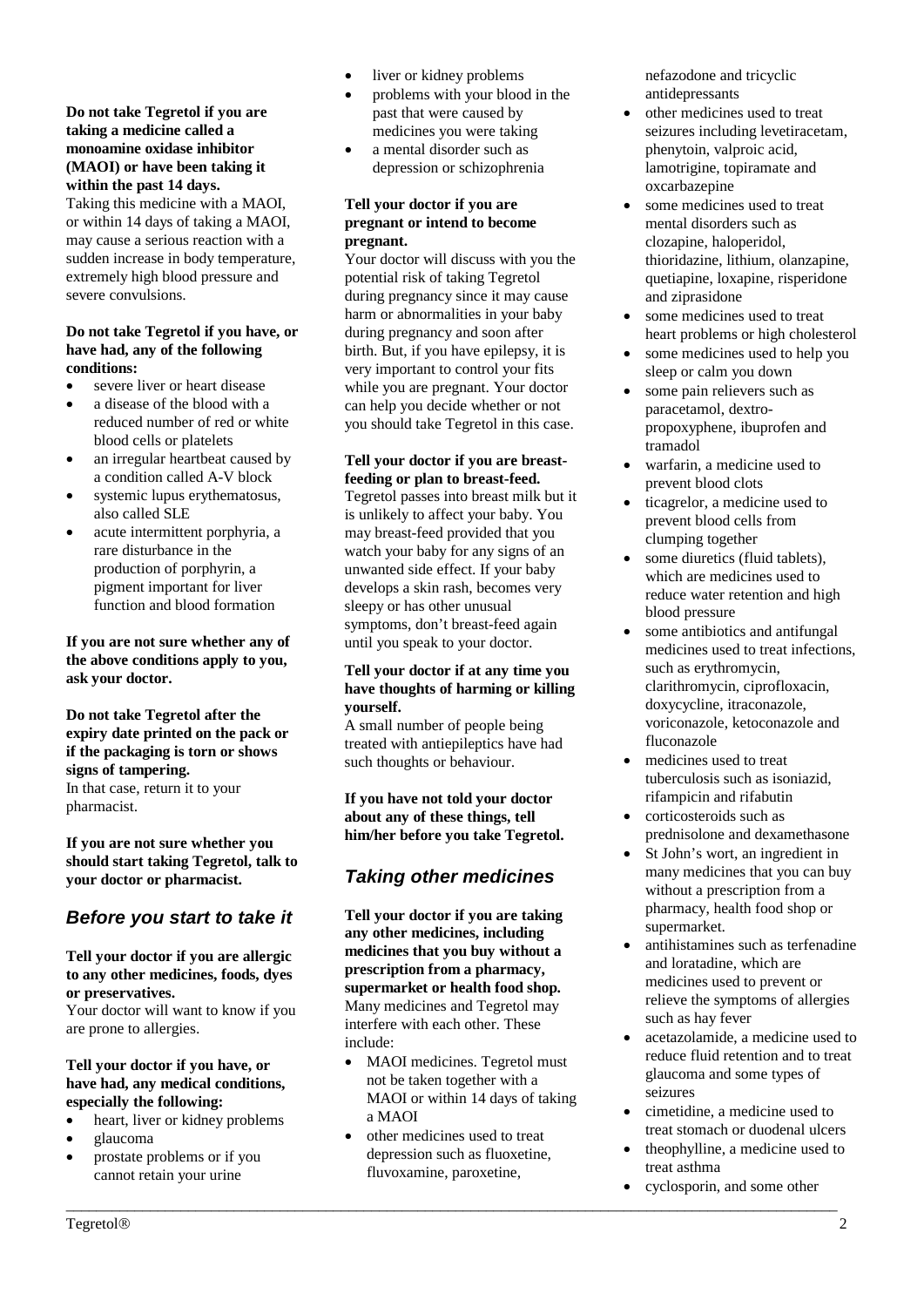**Do not take Tegretol if you are taking a medicine called a monoamine oxidase inhibitor (MAOI) or have been taking it within the past 14 days.**

Taking this medicine with a MAOI, or within 14 days of taking a MAOI, may cause a serious reaction with a sudden increase in body temperature, extremely high blood pressure and severe convulsions.

**Do not take Tegretol if you have, or have had, any of the following conditions:**

- severe liver or heart disease
- a disease of the blood with a reduced number of red or white blood cells or platelets
- an irregular heartbeat caused by a condition called A-V block
- systemic lupus erythematosus, also called SLE
- acute intermittent porphyria, a rare disturbance in the production of porphyrin, a pigment important for liver function and blood formation

**If you are not sure whether any of the above conditions apply to you, ask your doctor.**

**Do not take Tegretol after the expiry date printed on the pack or if the packaging is torn or shows signs of tampering.**

In that case, return it to your pharmacist.

**If you are not sure whether you should start taking Tegretol, talk to your doctor or pharmacist.**

## *Before you start to take it*

**Tell your doctor if you are allergic to any other medicines, foods, dyes or preservatives.**

Your doctor will want to know if you are prone to allergies.

**Tell your doctor if you have, or have had, any medical conditions, especially the following:**

- heart, liver or kidney problems
- glaucoma
- prostate problems or if you cannot retain your urine
- liver or kidney problems
- problems with your blood in the past that were caused by medicines you were taking
- a mental disorder such as depression or schizophrenia

**Tell your doctor if you are pregnant or intend to become pregnant.**

Your doctor will discuss with you the potential risk of taking Tegretol during pregnancy since it may cause harm or abnormalities in your baby during pregnancy and soon after birth. But, if you have epilepsy, it is very important to control your fits while you are pregnant. Your doctor can help you decide whether or not you should take Tegretol in this case.

**Tell your doctor if you are breast-feeding or plan to breast-feed.**

Tegretol passes into breast milk but it is unlikely to affect your baby. You may breast-feed provided that you watch your baby for any signs of an unwanted side effect. If your baby develops a skin rash, becomes very sleepy or has other unusual symptoms, don't breast-feed again until you speak to your doctor.

**Tell your doctor if at any time you have thoughts of harming or killing yourself.**

A small number of people being treated with antiepileptics have had such thoughts or behaviour.

**If you have not told your doctor about any of these things, tell him/her before you take Tegretol.**

## *Taking other medicines*

**Tell your doctor if you are taking any other medicines, including medicines that you buy without a prescription from a pharmacy, supermarket or health food shop.**

Many medicines and Tegretol may interfere with each other. These include:

- MAOI medicines. Tegretol must not be taken together with a MAOI or within 14 days of taking a MAOI
- other medicines used to treat depression such as fluoxetine, fluvoxamine, paroxetine, nefazodone and tricyclic antidepressants
- other medicines used to treat seizures including levetiracetam, phenytoin, valproic acid, lamotrigine, topiramate and oxcarbazepine
- some medicines used to treat mental disorders such as clozapine, haloperidol, thioridazine, lithium, olanzapine, quetiapine, loxapine, risperidone and ziprasidone
- some medicines used to treat heart problems or high cholesterol
- some medicines used to help you sleep or calm you down
- some pain relievers such as paracetamol, dextro-propoxyphene, ibuprofen and tramadol
- warfarin, a medicine used to prevent blood clots
- ticagrelor, a medicine used to prevent blood cells from clumping together
- some diuretics (fluid tablets), which are medicines used to reduce water retention and high blood pressure
- some antibiotics and antifungal medicines used to treat infections, such as erythromycin, clarithromycin, ciprofloxacin, doxycycline, itraconazole, voriconazole, ketoconazole and fluconazole
- medicines used to treat tuberculosis such as isoniazid, rifampicin and rifabutin
- corticosteroids such as prednisolone and dexamethasone
- St John's wort, an ingredient in many medicines that you can buy without a prescription from a pharmacy, health food shop or supermarket.
- antihistamines such as terfenadine and loratadine, which are medicines used to prevent or relieve the symptoms of allergies such as hay fever
- acetazolamide, a medicine used to reduce fluid retention and to treat glaucoma and some types of seizures
- cimetidine, a medicine used to treat stomach or duodenal ulcers
- theophylline, a medicine used to treat asthma
- cyclosporin, and some other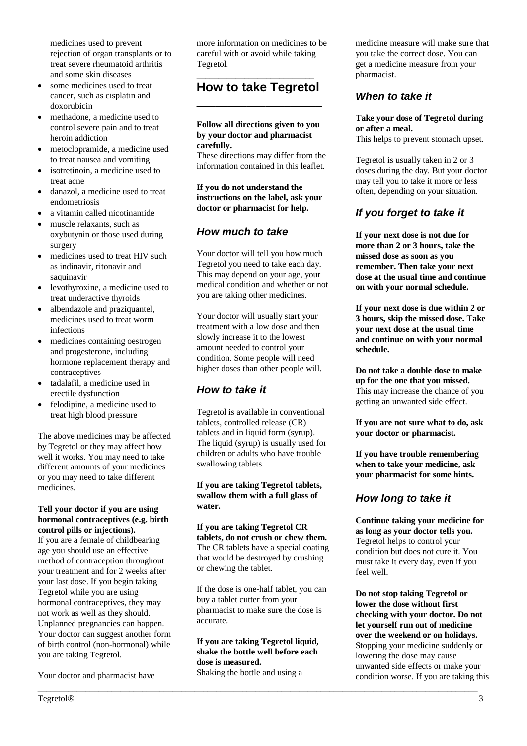medicines used to prevent rejection of organ transplants or to treat severe rheumatoid arthritis and some skin diseases

- some medicines used to treat cancer, such as cisplatin and doxorubicin
- methadone, a medicine used to control severe pain and to treat heroin addiction
- metoclopramide, a medicine used to treat nausea and vomiting
- isotretinoin, a medicine used to treat acne
- danazol, a medicine used to treat endometriosis
- a vitamin called nicotinamide
- muscle relaxants, such as oxybutynin or those used during surgery
- medicines used to treat HIV such as indinavir, ritonavir and saquinavir
- levothyroxine, a medicine used to treat underactive thyroids
- albendazole and praziquantel, medicines used to treat worm infections
- medicines containing oestrogen and progesterone, including hormone replacement therapy and contraceptives
- tadalafil, a medicine used in erectile dysfunction
- felodipine, a medicine used to treat high blood pressure

The above medicines may be affected by Tegretol or they may affect how well it works. You may need to take different amounts of your medicines or you may need to take different medicines.

**Tell your doctor if you are using hormonal contraceptives (e.g. birth control pills or injections).**
If you are a female of childbearing age you should use an effective method of contraception throughout your treatment and for 2 weeks after your last dose. If you begin taking Tegretol while you are using hormonal contraceptives, they may not work as well as they should. Unplanned pregnancies can happen. Your doctor can suggest another form of birth control (non-hormonal) while you are taking Tegretol.

Your doctor and pharmacist have more information on medicines to be careful with or avoid while taking Tegretol.

## How to take Tegretol

**Follow all directions given to you by your doctor and pharmacist carefully.**
These directions may differ from the information contained in this leaflet.

**If you do not understand the instructions on the label, ask your doctor or pharmacist for help.**

### *How much to take*

Your doctor will tell you how much Tegretol you need to take each day. This may depend on your age, your medical condition and whether or not you are taking other medicines.

Your doctor will usually start your treatment with a low dose and then slowly increase it to the lowest amount needed to control your condition. Some people will need higher doses than other people will.

### *How to take it*

Tegretol is available in conventional tablets, controlled release (CR) tablets and in liquid form (syrup). The liquid (syrup) is usually used for children or adults who have trouble swallowing tablets.

**If you are taking Tegretol tablets, swallow them with a full glass of water.**

**If you are taking Tegretol CR tablets, do not crush or chew them.** The CR tablets have a special coating that would be destroyed by crushing or chewing the tablet.

If the dose is one-half tablet, you can buy a tablet cutter from your pharmacist to make sure the dose is accurate.

**If you are taking Tegretol liquid, shake the bottle well before each dose is measured.**
Shaking the bottle and using a medicine measure will make sure that you take the correct dose. You can get a medicine measure from your pharmacist.

### *When to take it*

**Take your dose of Tegretol during or after a meal.**
This helps to prevent stomach upset.

Tegretol is usually taken in 2 or 3 doses during the day. But your doctor may tell you to take it more or less often, depending on your situation.

### *If you forget to take it*

**If your next dose is not due for more than 2 or 3 hours, take the missed dose as soon as you remember. Then take your next dose at the usual time and continue on with your normal schedule.**

**If your next dose is due within 2 or 3 hours, skip the missed dose. Take your next dose at the usual time and continue on with your normal schedule.**

**Do not take a double dose to make up for the one that you missed.**
This may increase the chance of you getting an unwanted side effect.

**If you are not sure what to do, ask your doctor or pharmacist.**

**If you have trouble remembering when to take your medicine, ask your pharmacist for some hints.**

### *How long to take it*

**Continue taking your medicine for as long as your doctor tells you.**
Tegretol helps to control your condition but does not cure it. You must take it every day, even if you feel well.

**Do not stop taking Tegretol or lower the dose without first checking with your doctor. Do not let yourself run out of medicine over the weekend or on holidays.**
Stopping your medicine suddenly or lowering the dose may cause unwanted side effects or make your condition worse. If you are taking this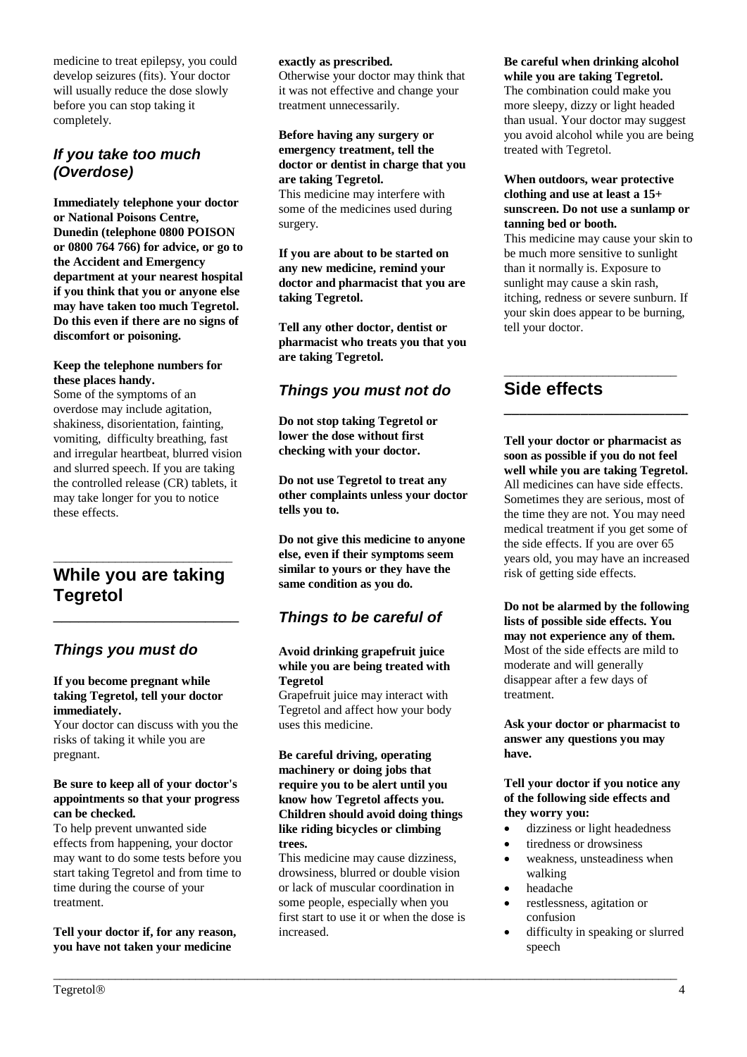medicine to treat epilepsy, you could develop seizures (fits). Your doctor will usually reduce the dose slowly before you can stop taking it completely.

### *If you take too much (Overdose)*

**Immediately telephone your doctor or National Poisons Centre, Dunedin (telephone 0800 POISON or 0800 764 766) for advice, or go to the Accident and Emergency department at your nearest hospital if you think that you or anyone else may have taken too much Tegretol. Do this even if there are no signs of discomfort or poisoning.**

**Keep the telephone numbers for these places handy.**

Some of the symptoms of an overdose may include agitation, shakiness, disorientation, fainting, vomiting, difficulty breathing, fast and irregular heartbeat, blurred vision and slurred speech. If you are taking the controlled release (CR) tablets, it may take longer for you to notice these effects.

## While you are taking Tegretol

### *Things you must do*

**If you become pregnant while taking Tegretol, tell your doctor immediately.**

Your doctor can discuss with you the risks of taking it while you are pregnant.

**Be sure to keep all of your doctor's appointments so that your progress can be checked.**

To help prevent unwanted side effects from happening, your doctor may want to do some tests before you start taking Tegretol and from time to time during the course of your treatment.

**Tell your doctor if, for any reason, you have not taken your medicine exactly as prescribed.**

Otherwise your doctor may think that it was not effective and change your treatment unnecessarily.

**Before having any surgery or emergency treatment, tell the doctor or dentist in charge that you are taking Tegretol.**

This medicine may interfere with some of the medicines used during surgery.

**If you are about to be started on any new medicine, remind your doctor and pharmacist that you are taking Tegretol.**

**Tell any other doctor, dentist or pharmacist who treats you that you are taking Tegretol.**

### *Things you must not do*

**Do not stop taking Tegretol or lower the dose without first checking with your doctor.**

**Do not use Tegretol to treat any other complaints unless your doctor tells you to.**

**Do not give this medicine to anyone else, even if their symptoms seem similar to yours or they have the same condition as you do.**

### *Things to be careful of*

**Avoid drinking grapefruit juice while you are being treated with Tegretol**

Grapefruit juice may interact with Tegretol and affect how your body uses this medicine.

**Be careful driving, operating machinery or doing jobs that require you to be alert until you know how Tegretol affects you. Children should avoid doing things like riding bicycles or climbing trees.**

This medicine may cause dizziness, drowsiness, blurred or double vision or lack of muscular coordination in some people, especially when you first start to use it or when the dose is increased.

**Be careful when drinking alcohol while you are taking Tegretol.**

The combination could make you more sleepy, dizzy or light headed than usual. Your doctor may suggest you avoid alcohol while you are being treated with Tegretol.

**When outdoors, wear protective clothing and use at least a 15+ sunscreen. Do not use a sunlamp or tanning bed or booth.**

This medicine may cause your skin to be much more sensitive to sunlight than it normally is. Exposure to sunlight may cause a skin rash, itching, redness or severe sunburn. If your skin does appear to be burning, tell your doctor.

## Side effects

**Tell your doctor or pharmacist as soon as possible if you do not feel well while you are taking Tegretol.**

All medicines can have side effects. Sometimes they are serious, most of the time they are not. You may need medical treatment if you get some of the side effects. If you are over 65 years old, you may have an increased risk of getting side effects.

**Do not be alarmed by the following lists of possible side effects. You may not experience any of them.**

Most of the side effects are mild to moderate and will generally disappear after a few days of treatment.

**Ask your doctor or pharmacist to answer any questions you may have.**

**Tell your doctor if you notice any of the following side effects and they worry you:**

- dizziness or light headedness
- tiredness or drowsiness
- weakness, unsteadiness when walking
- headache
- restlessness, agitation or confusion
- difficulty in speaking or slurred speech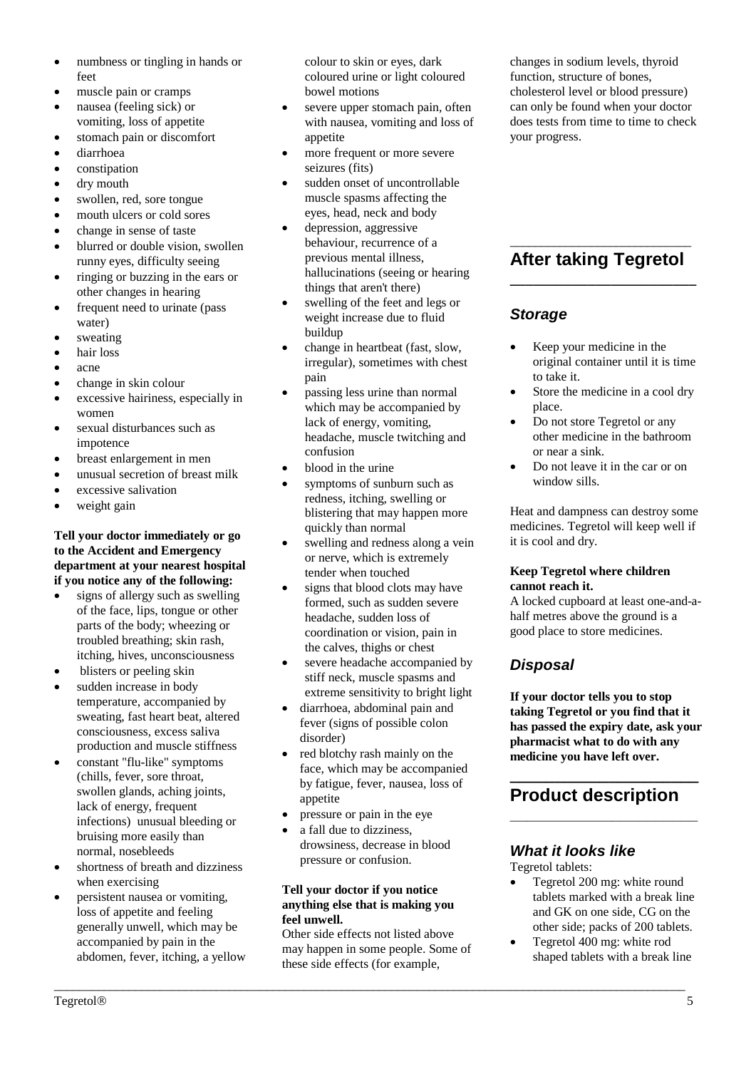- numbness or tingling in hands or feet
- muscle pain or cramps
- nausea (feeling sick) or vomiting, loss of appetite
- stomach pain or discomfort
- diarrhoea
- constipation
- dry mouth
- swollen, red, sore tongue
- mouth ulcers or cold sores
- change in sense of taste
- blurred or double vision, swollen runny eyes, difficulty seeing
- ringing or buzzing in the ears or other changes in hearing
- frequent need to urinate (pass water)
- sweating
- hair loss
- acne
- change in skin colour
- excessive hairiness, especially in women
- sexual disturbances such as impotence
- breast enlargement in men
- unusual secretion of breast milk
- excessive salivation
- weight gain

**Tell your doctor immediately or go to the Accident and Emergency department at your nearest hospital if you notice any of the following:**

- signs of allergy such as swelling of the face, lips, tongue or other parts of the body; wheezing or troubled breathing; skin rash, itching, hives, unconsciousness
- blisters or peeling skin
- sudden increase in body temperature, accompanied by sweating, fast heart beat, altered consciousness, excess saliva production and muscle stiffness
- constant "flu-like" symptoms (chills, fever, sore throat, swollen glands, aching joints, lack of energy, frequent infections) unusual bleeding or bruising more easily than normal, nosebleeds
- shortness of breath and dizziness when exercising
- persistent nausea or vomiting, loss of appetite and feeling generally unwell, which may be accompanied by pain in the abdomen, fever, itching, a yellow colour to skin or eyes, dark coloured urine or light coloured bowel motions
- severe upper stomach pain, often with nausea, vomiting and loss of appetite
- more frequent or more severe seizures (fits)
- sudden onset of uncontrollable muscle spasms affecting the eyes, head, neck and body
- depression, aggressive behaviour, recurrence of a previous mental illness, hallucinations (seeing or hearing things that aren't there)
- swelling of the feet and legs or weight increase due to fluid buildup
- change in heartbeat (fast, slow, irregular), sometimes with chest pain
- passing less urine than normal which may be accompanied by lack of energy, vomiting, headache, muscle twitching and confusion
- blood in the urine
- symptoms of sunburn such as redness, itching, swelling or blistering that may happen more quickly than normal
- swelling and redness along a vein or nerve, which is extremely tender when touched
- signs that blood clots may have formed, such as sudden severe headache, sudden loss of coordination or vision, pain in the calves, thighs or chest
- severe headache accompanied by stiff neck, muscle spasms and extreme sensitivity to bright light
- diarrhoea, abdominal pain and fever (signs of possible colon disorder)
- red blotchy rash mainly on the face, which may be accompanied by fatigue, fever, nausea, loss of appetite
- pressure or pain in the eye
- a fall due to dizziness, drowsiness, decrease in blood pressure or confusion.

**Tell your doctor if you notice anything else that is making you feel unwell.**

Other side effects not listed above may happen in some people. Some of these side effects (for example, changes in sodium levels, thyroid function, structure of bones, cholesterol level or blood pressure) can only be found when your doctor does tests from time to time to check your progress.

## After taking Tegretol

### *Storage*

- Keep your medicine in the original container until it is time to take it.
- Store the medicine in a cool dry place.
- Do not store Tegretol or any other medicine in the bathroom or near a sink.
- Do not leave it in the car or on window sills.

Heat and dampness can destroy some medicines. Tegretol will keep well if it is cool and dry.

**Keep Tegretol where children cannot reach it.**

A locked cupboard at least one-and-a-half metres above the ground is a good place to store medicines.

### *Disposal*

**If your doctor tells you to stop taking Tegretol or you find that it has passed the expiry date, ask your pharmacist what to do with any medicine you have left over.**

## Product description

### *What it looks like*

Tegretol tablets:

- Tegretol 200 mg: white round tablets marked with a break line and GK on one side, CG on the other side; packs of 200 tablets.
- Tegretol 400 mg: white rod shaped tablets with a break line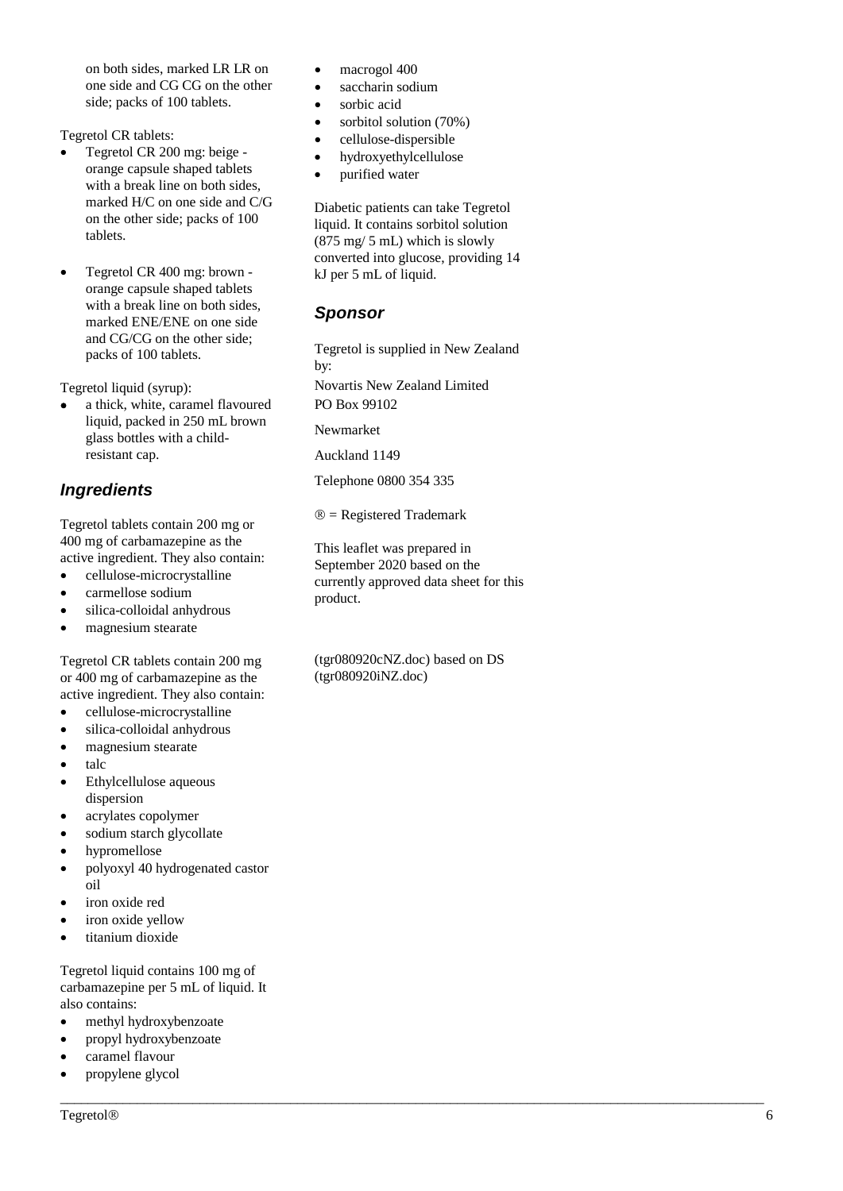on both sides, marked LR LR on one side and CG CG on the other side; packs of 100 tablets.

Tegretol CR tablets:

- Tegretol CR 200 mg: beige - orange capsule shaped tablets with a break line on both sides, marked H/C on one side and C/G on the other side; packs of 100 tablets.

- Tegretol CR 400 mg: brown - orange capsule shaped tablets with a break line on both sides, marked ENE/ENE on one side and CG/CG on the other side; packs of 100 tablets.

Tegretol liquid (syrup):

- a thick, white, caramel flavoured liquid, packed in 250 mL brown glass bottles with a child-resistant cap.

## Ingredients

Tegretol tablets contain 200 mg or 400 mg of carbamazepine as the active ingredient. They also contain:

- cellulose-microcrystalline
- carmellose sodium
- silica-colloidal anhydrous
- magnesium stearate

Tegretol CR tablets contain 200 mg or 400 mg of carbamazepine as the active ingredient. They also contain:

- cellulose-microcrystalline
- silica-colloidal anhydrous
- magnesium stearate
- talc
- Ethylcellulose aqueous dispersion
- acrylates copolymer
- sodium starch glycollate
- hypromellose
- polyoxyl 40 hydrogenated castor oil
- iron oxide red
- iron oxide yellow
- titanium dioxide

Tegretol liquid contains 100 mg of carbamazepine per 5 mL of liquid. It also contains:

- methyl hydroxybenzoate
- propyl hydroxybenzoate
- caramel flavour
- propylene glycol
- macrogol 400
- saccharin sodium
- sorbic acid
- sorbitol solution (70%)
- cellulose-dispersible
- hydroxyethylcellulose
- purified water

Diabetic patients can take Tegretol liquid. It contains sorbitol solution (875 mg/ 5 mL) which is slowly converted into glucose, providing 14 kJ per 5 mL of liquid.

## Sponsor

Tegretol is supplied in New Zealand by:

Novartis New Zealand Limited
PO Box 99102

Newmarket

Auckland 1149

Telephone 0800 354 335

® = Registered Trademark

This leaflet was prepared in September 2020 based on the currently approved data sheet for this product.

(tgr080920cNZ.doc) based on DS (tgr080920iNZ.doc)